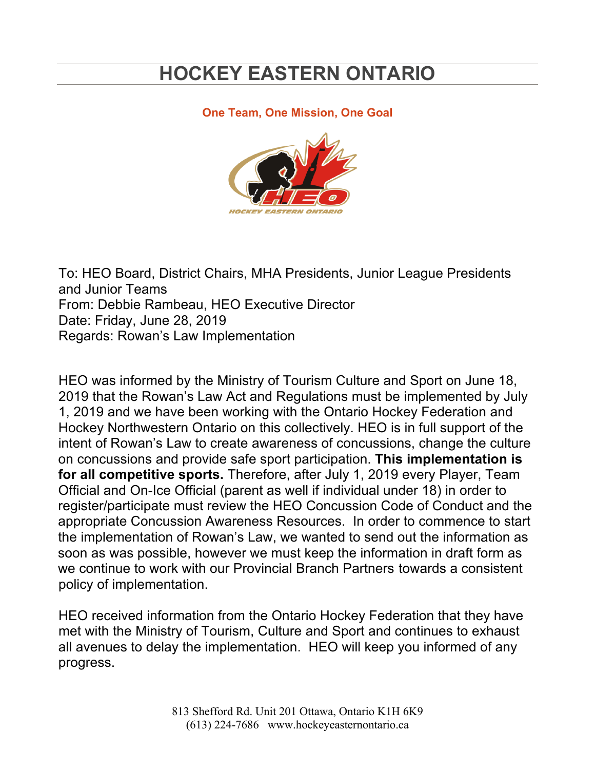# HOCKEY EASTERN ONTARIO

**One Team, One Mission, One Goal**

To: HEO Board, District Chairs, MHA Presidents, Junior League Presidents and Junior Teams
From: Debbie Rambeau, HEO Executive Director
Date: Friday, June 28, 2019
Regards: Rowan's Law Implementation

HEO was informed by the Ministry of Tourism Culture and Sport on June 18, 2019 that the Rowan's Law Act and Regulations must be implemented by July 1, 2019 and we have been working with the Ontario Hockey Federation and Hockey Northwestern Ontario on this collectively. HEO is in full support of the intent of Rowan's Law to create awareness of concussions, change the culture on concussions and provide safe sport participation. **This implementation is for all competitive sports.** Therefore, after July 1, 2019 every Player, Team Official and On-Ice Official (parent as well if individual under 18) in order to register/participate must review the HEO Concussion Code of Conduct and the appropriate Concussion Awareness Resources. In order to commence to start the implementation of Rowan's Law, we wanted to send out the information as soon as was possible, however we must keep the information in draft form as we continue to work with our Provincial Branch Partners towards a consistent policy of implementation.

HEO received information from the Ontario Hockey Federation that they have met with the Ministry of Tourism, Culture and Sport and continues to exhaust all avenues to delay the implementation. HEO will keep you informed of any progress.

813 Shefford Rd. Unit 201 Ottawa, Ontario K1H 6K9
(613) 224-7686 www.hockeyeasternontario.ca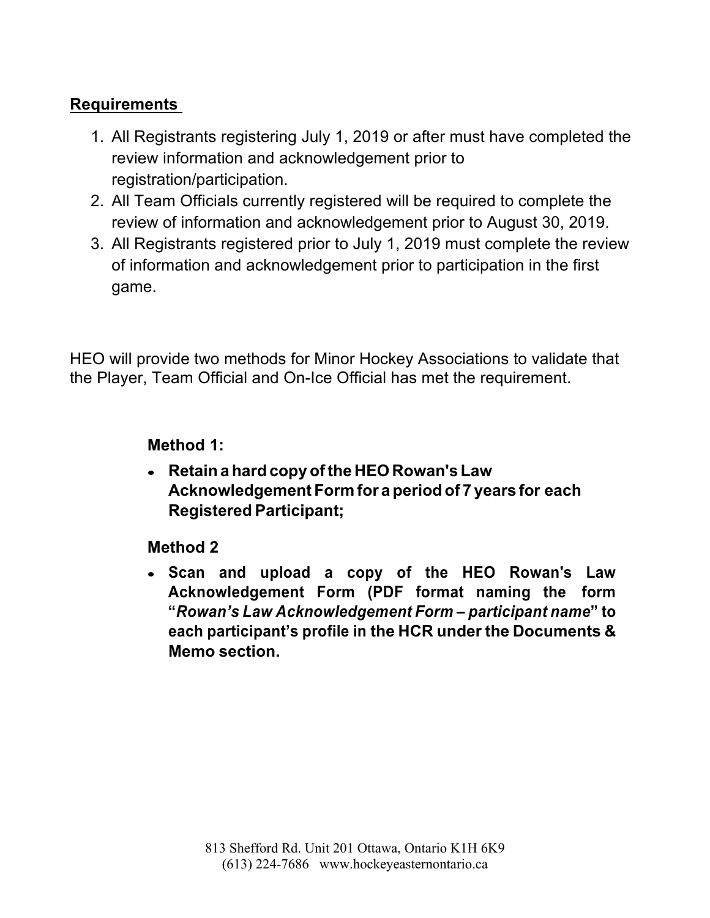**Requirements**

1. All Registrants registering July 1, 2019 or after must have completed the review information and acknowledgement prior to registration/participation.
2. All Team Officials currently registered will be required to complete the review of information and acknowledgement prior to August 30, 2019.
3. All Registrants registered prior to July 1, 2019 must complete the review of information and acknowledgement prior to participation in the first game.

HEO will provide two methods for Minor Hockey Associations to validate that the Player, Team Official and On-Ice Official has met the requirement.

**Method 1:**

- **Retain a hard copy of the HEO Rowan's Law Acknowledgement Form for a period of 7 years for each Registered Participant;**

**Method 2**

- **Scan and upload a copy of the HEO Rowan's Law Acknowledgement Form (PDF format naming the form "*Rowan's Law Acknowledgement Form – participant name*" to each participant's profile in the HCR under the Documents & Memo section.**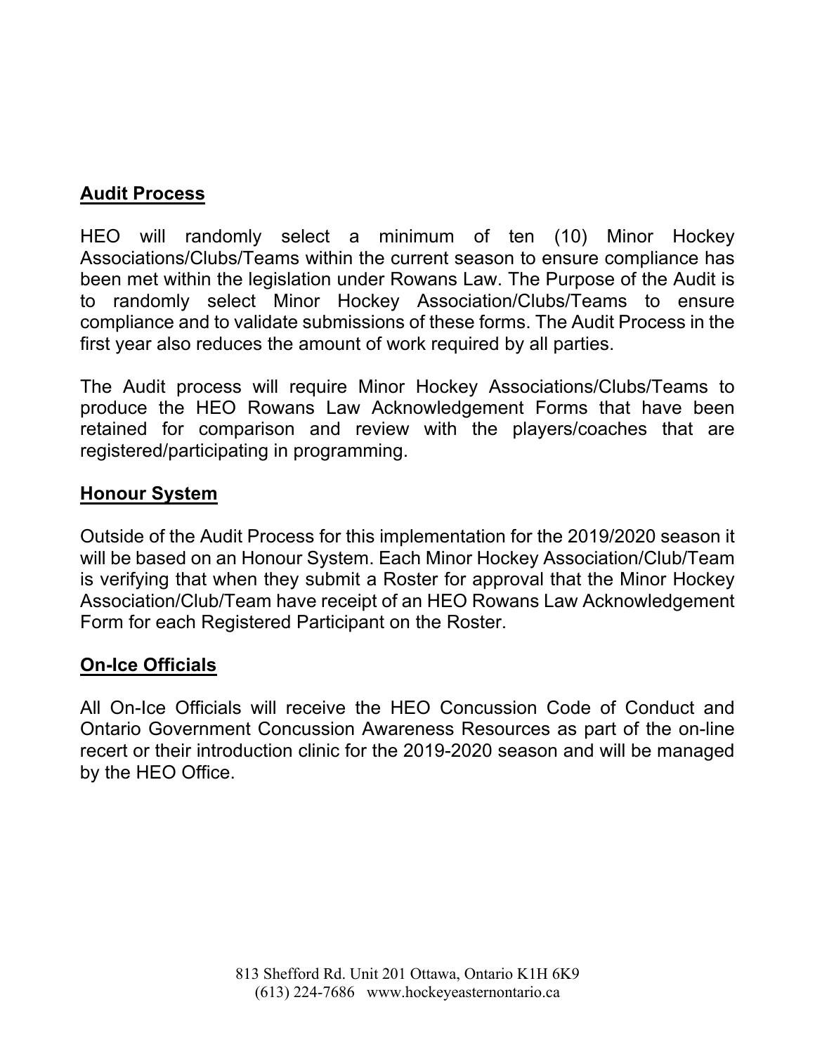## Audit Process

HEO will randomly select a minimum of ten (10) Minor Hockey Associations/Clubs/Teams within the current season to ensure compliance has been met within the legislation under Rowans Law. The Purpose of the Audit is to randomly select Minor Hockey Association/Clubs/Teams to ensure compliance and to validate submissions of these forms. The Audit Process in the first year also reduces the amount of work required by all parties.

The Audit process will require Minor Hockey Associations/Clubs/Teams to produce the HEO Rowans Law Acknowledgement Forms that have been retained for comparison and review with the players/coaches that are registered/participating in programming.

## Honour System

Outside of the Audit Process for this implementation for the 2019/2020 season it will be based on an Honour System. Each Minor Hockey Association/Club/Team is verifying that when they submit a Roster for approval that the Minor Hockey Association/Club/Team have receipt of an HEO Rowans Law Acknowledgement Form for each Registered Participant on the Roster.

## On-Ice Officials

All On-Ice Officials will receive the HEO Concussion Code of Conduct and Ontario Government Concussion Awareness Resources as part of the on-line recert or their introduction clinic for the 2019-2020 season and will be managed by the HEO Office.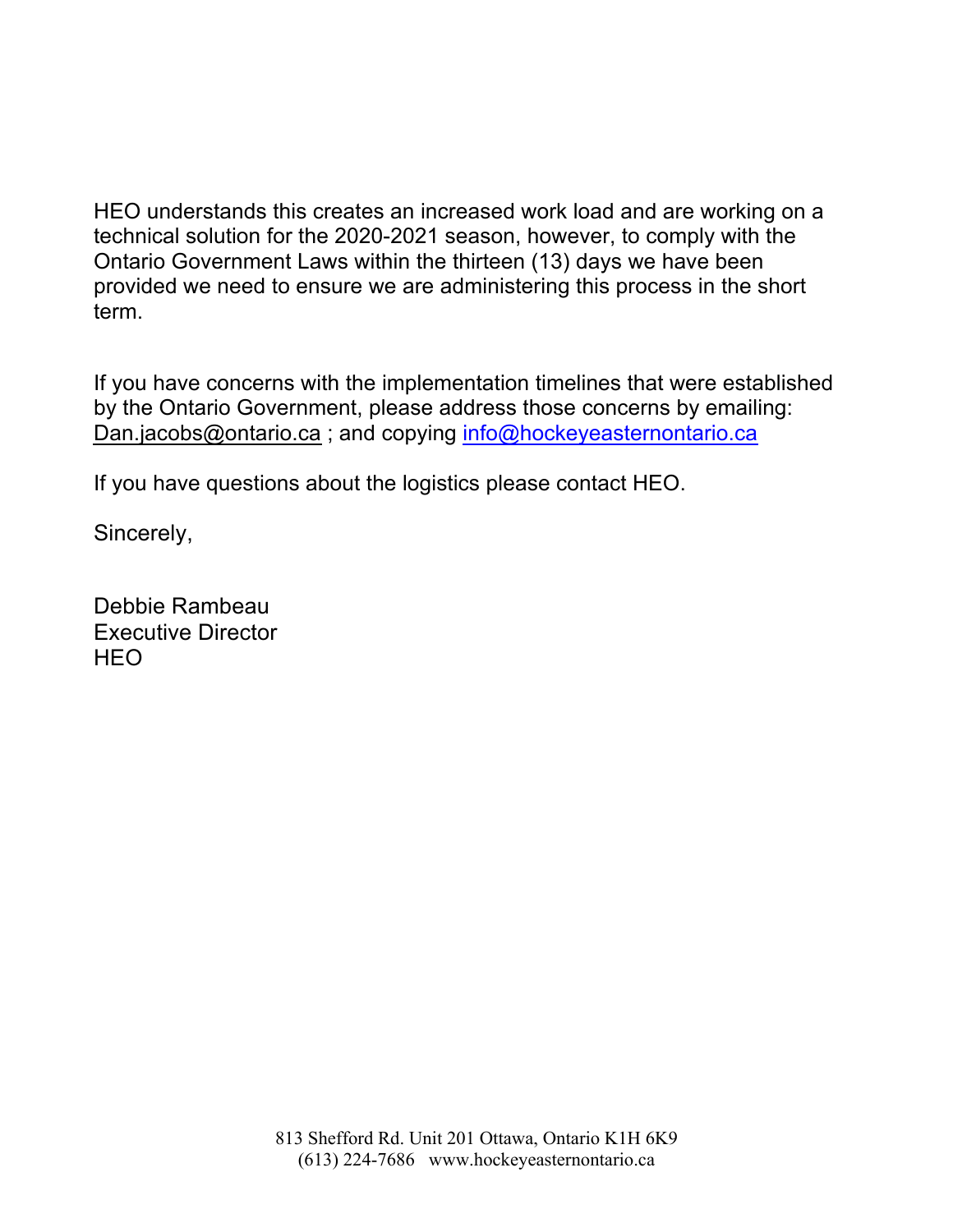HEO understands this creates an increased work load and are working on a technical solution for the 2020-2021 season, however, to comply with the Ontario Government Laws within the thirteen (13) days we have been provided we need to ensure we are administering this process in the short term.

If you have concerns with the implementation timelines that were established by the Ontario Government, please address those concerns by emailing: Dan.jacobs@ontario.ca ; and copying info@hockeyeasternontario.ca

If you have questions about the logistics please contact HEO.

Sincerely,

Debbie Rambeau
Executive Director
HEO

813 Shefford Rd. Unit 201 Ottawa, Ontario K1H 6K9
(613) 224-7686 www.hockeyeasternontario.ca